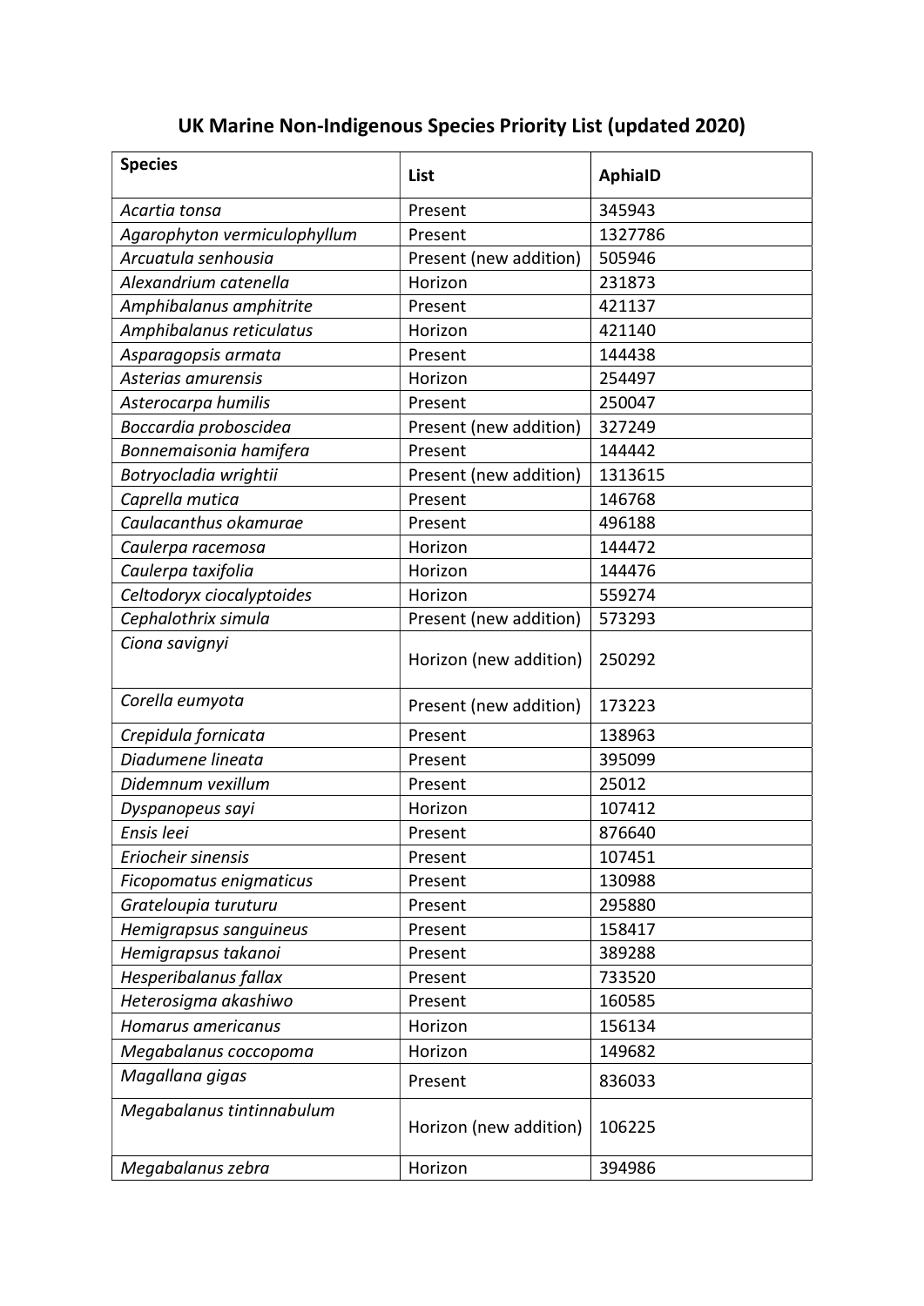# UK Marine Non-Indigenous Species Priority List (updated 2020)

| Species | List | AphiaID |
|---|---|---|
| *Acartia tonsa* | Present | 345943 |
| *Agarophyton vermiculophyllum* | Present | 1327786 |
| *Arcuatula senhousia* | Present (new addition) | 505946 |
| *Alexandrium catenella* | Horizon | 231873 |
| *Amphibalanus amphitrite* | Present | 421137 |
| *Amphibalanus reticulatus* | Horizon | 421140 |
| *Asparagopsis armata* | Present | 144438 |
| *Asterias amurensis* | Horizon | 254497 |
| *Asterocarpa humilis* | Present | 250047 |
| *Boccardia proboscidea* | Present (new addition) | 327249 |
| *Bonnemaisonia hamifera* | Present | 144442 |
| *Botryocladia wrightii* | Present (new addition) | 1313615 |
| *Caprella mutica* | Present | 146768 |
| *Caulacanthus okamurae* | Present | 496188 |
| *Caulerpa racemosa* | Horizon | 144472 |
| *Caulerpa taxifolia* | Horizon | 144476 |
| *Celtodoryx ciocalyptoides* | Horizon | 559274 |
| *Cephalothrix simula* | Present (new addition) | 573293 |
| *Ciona savignyi* | Horizon (new addition) | 250292 |
| *Corella eumyota* | Present (new addition) | 173223 |
| *Crepidula fornicata* | Present | 138963 |
| *Diadumene lineata* | Present | 395099 |
| *Didemnum vexillum* | Present | 25012 |
| *Dyspanopeus sayi* | Horizon | 107412 |
| *Ensis leei* | Present | 876640 |
| *Eriocheir sinensis* | Present | 107451 |
| *Ficopomatus enigmaticus* | Present | 130988 |
| *Grateloupia turuturu* | Present | 295880 |
| *Hemigrapsus sanguineus* | Present | 158417 |
| *Hemigrapsus takanoi* | Present | 389288 |
| *Hesperibalanus fallax* | Present | 733520 |
| *Heterosigma akashiwo* | Present | 160585 |
| *Homarus americanus* | Horizon | 156134 |
| *Megabalanus coccopoma* | Horizon | 149682 |
| *Magallana gigas* | Present | 836033 |
| *Megabalanus tintinnabulum* | Horizon (new addition) | 106225 |
| *Megabalanus zebra* | Horizon | 394986 |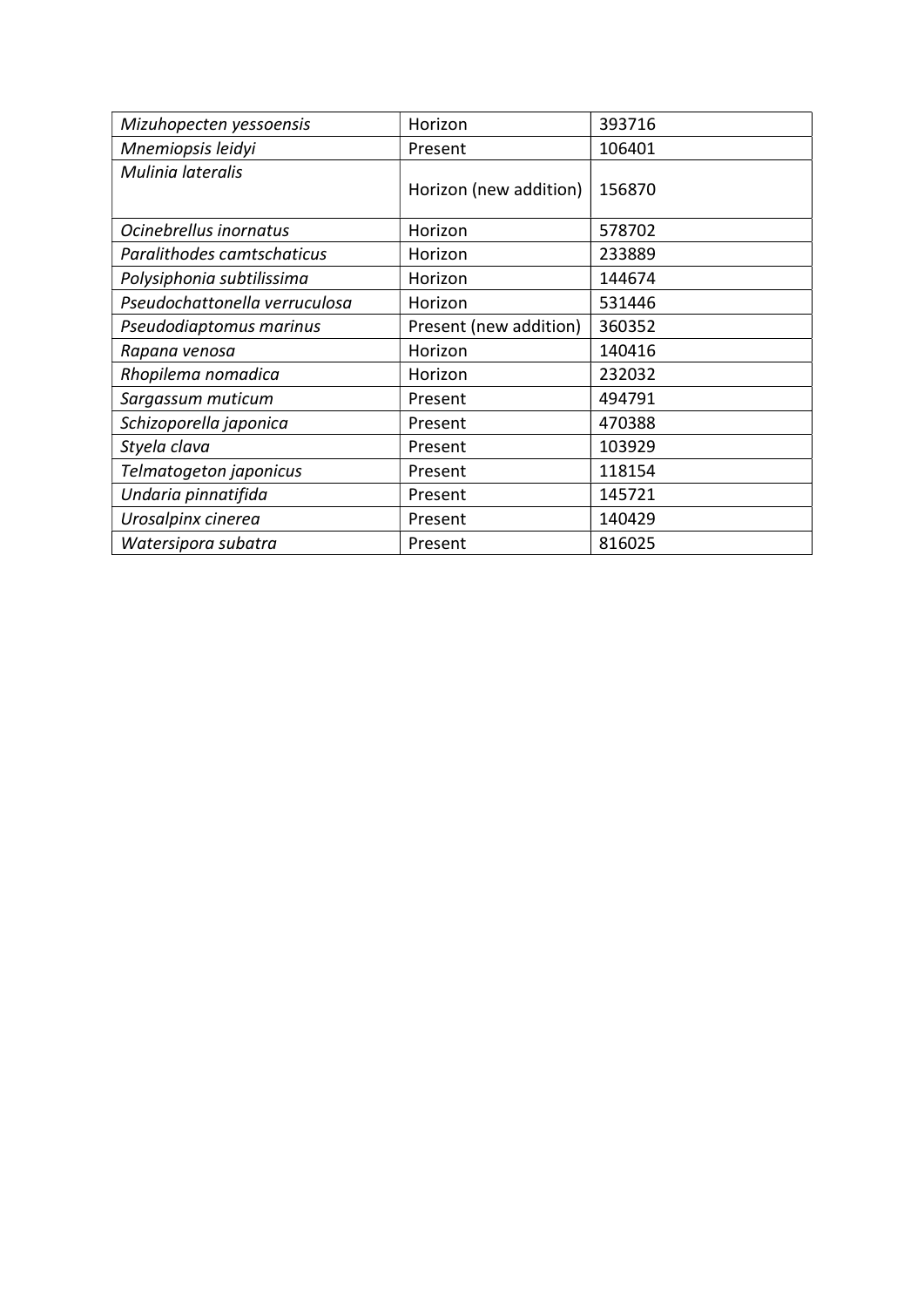| | | |
|---|---|---|
| *Mizuhopecten yessoensis* | Horizon | 393716 |
| *Mnemiopsis leidyi* | Present | 106401 |
| *Mulinia lateralis* | Horizon (new addition) | 156870 |
| *Ocinebrellus inornatus* | Horizon | 578702 |
| *Paralithodes camtschaticus* | Horizon | 233889 |
| *Polysiphonia subtilissima* | Horizon | 144674 |
| *Pseudochattonella verruculosa* | Horizon | 531446 |
| *Pseudodiaptomus marinus* | Present (new addition) | 360352 |
| *Rapana venosa* | Horizon | 140416 |
| *Rhopilema nomadica* | Horizon | 232032 |
| *Sargassum muticum* | Present | 494791 |
| *Schizoporella japonica* | Present | 470388 |
| *Styela clava* | Present | 103929 |
| *Telmatogeton japonicus* | Present | 118154 |
| *Undaria pinnatifida* | Present | 145721 |
| *Urosalpinx cinerea* | Present | 140429 |
| *Watersipora subatra* | Present | 816025 |